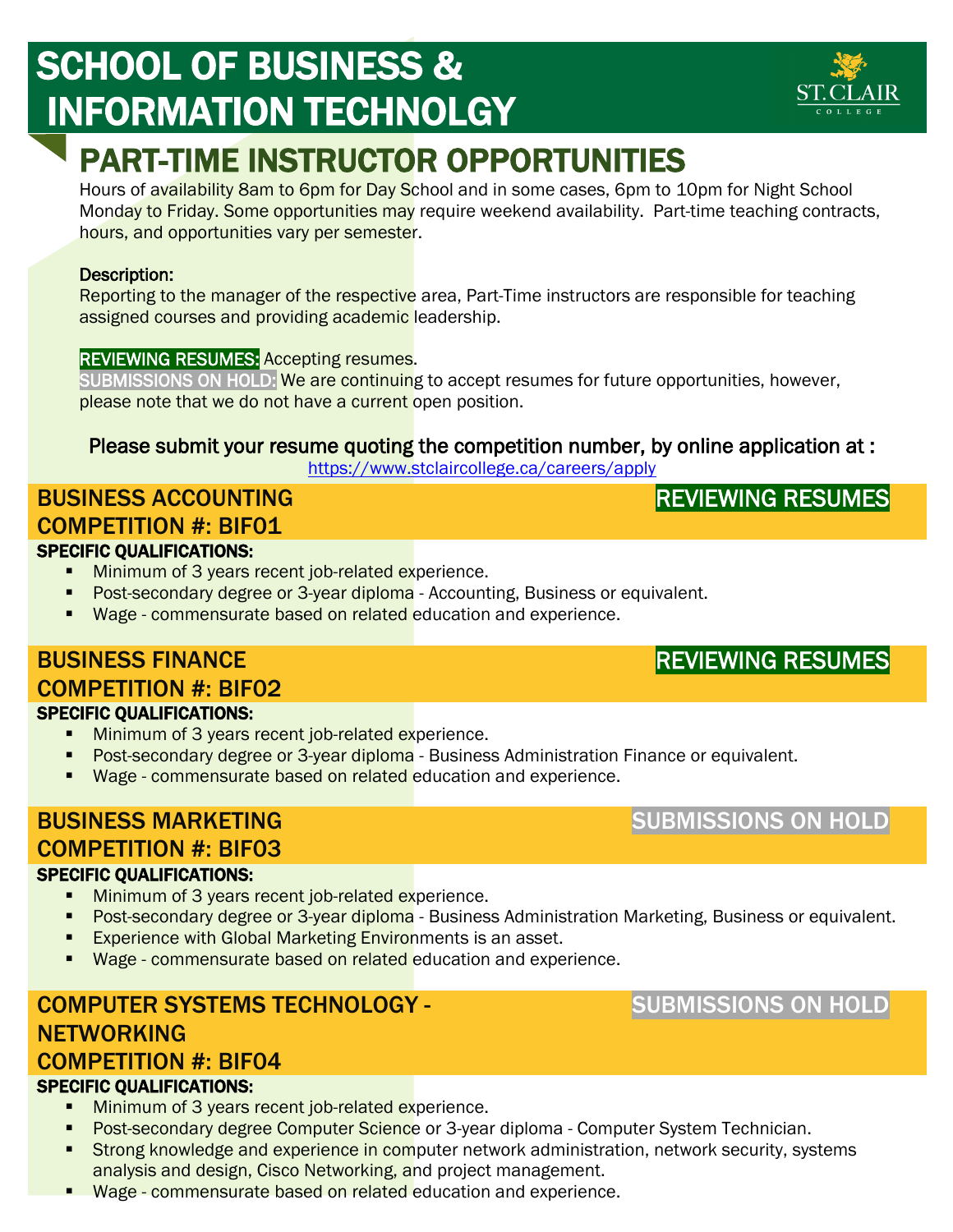# SCHOOL OF BUSINESS & INFORMATION TECHNOLGY

## PART-TIME INSTRUCTOR OPPORTUNITIES

Hours of availability 8am to 6pm for Day School and in some cases, 6pm to 10pm for Night School Monday to Friday. Some opportunities may require weekend availability. Part-time teaching contracts, hours, and opportunities vary per semester.

**Description:**
Reporting to the manager of the respective area, Part-Time instructors are responsible for teaching assigned courses and providing academic leadership.

**REVIEWING RESUMES:** Accepting resumes.
**SUBMISSIONS ON HOLD:** We are continuing to accept resumes for future opportunities, however, please note that we do not have a current open position.

**Please submit your resume quoting the competition number, by online application at :**
https://www.stclaircollege.ca/careers/apply

### BUSINESS ACCOUNTING — REVIEWING RESUMES
### COMPETITION #: BIF01

**SPECIFIC QUALIFICATIONS:**

- Minimum of 3 years recent job-related experience.
- Post-secondary degree or 3-year diploma - Accounting, Business or equivalent.
- Wage - commensurate based on related education and experience.

### BUSINESS FINANCE — REVIEWING RESUMES
### COMPETITION #: BIF02

**SPECIFIC QUALIFICATIONS:**

- Minimum of 3 years recent job-related experience.
- Post-secondary degree or 3-year diploma - Business Administration Finance or equivalent.
- Wage - commensurate based on related education and experience.

### BUSINESS MARKETING — SUBMISSIONS ON HOLD
### COMPETITION #: BIF03

**SPECIFIC QUALIFICATIONS:**

- Minimum of 3 years recent job-related experience.
- Post-secondary degree or 3-year diploma - Business Administration Marketing, Business or equivalent.
- Experience with Global Marketing Environments is an asset.
- Wage - commensurate based on related education and experience.

### COMPUTER SYSTEMS TECHNOLOGY - NETWORKING — SUBMISSIONS ON HOLD
### COMPETITION #: BIF04

**SPECIFIC QUALIFICATIONS:**

- Minimum of 3 years recent job-related experience.
- Post-secondary degree Computer Science or 3-year diploma - Computer System Technician.
- Strong knowledge and experience in computer network administration, network security, systems analysis and design, Cisco Networking, and project management.
- Wage - commensurate based on related education and experience.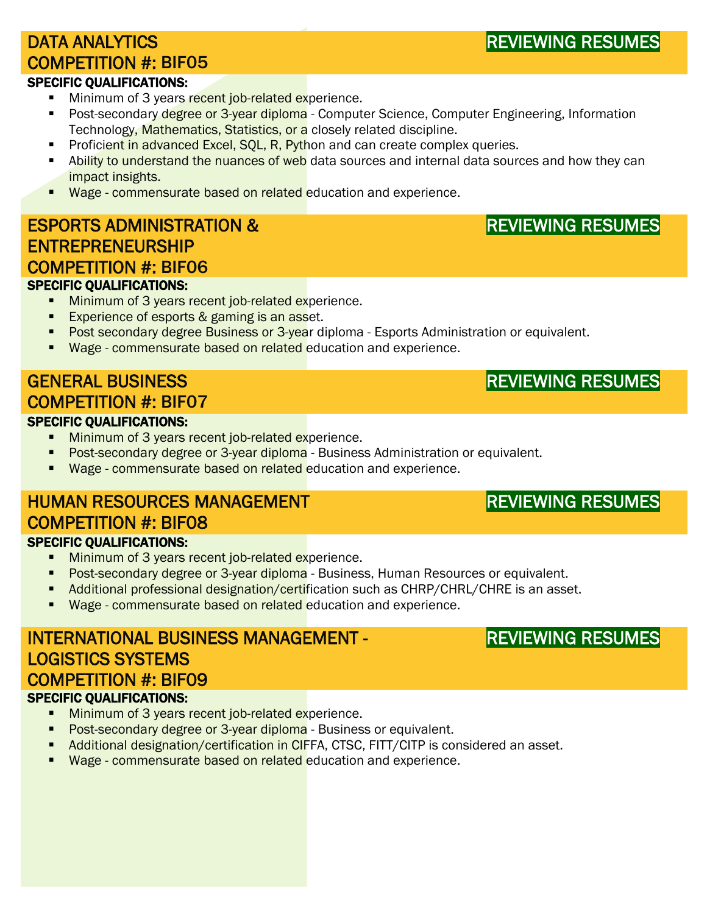## DATA ANALYTICS
## COMPETITION #: BIF05

**REVIEWING RESUMES**

**SPECIFIC QUALIFICATIONS:**

- Minimum of 3 years recent job-related experience.
- Post-secondary degree or 3-year diploma - Computer Science, Computer Engineering, Information Technology, Mathematics, Statistics, or a closely related discipline.
- Proficient in advanced Excel, SQL, R, Python and can create complex queries.
- Ability to understand the nuances of web data sources and internal data sources and how they can impact insights.
- Wage - commensurate based on related education and experience.

## ESPORTS ADMINISTRATION & ENTREPRENEURSHIP
## COMPETITION #: BIF06

**REVIEWING RESUMES**

**SPECIFIC QUALIFICATIONS:**

- Minimum of 3 years recent job-related experience.
- Experience of esports & gaming is an asset.
- Post secondary degree Business or 3-year diploma - Esports Administration or equivalent.
- Wage - commensurate based on related education and experience.

## GENERAL BUSINESS
## COMPETITION #: BIF07

**REVIEWING RESUMES**

**SPECIFIC QUALIFICATIONS:**

- Minimum of 3 years recent job-related experience.
- Post-secondary degree or 3-year diploma - Business Administration or equivalent.
- Wage - commensurate based on related education and experience.

## HUMAN RESOURCES MANAGEMENT
## COMPETITION #: BIF08

**REVIEWING RESUMES**

**SPECIFIC QUALIFICATIONS:**

- Minimum of 3 years recent job-related experience.
- Post-secondary degree or 3-year diploma - Business, Human Resources or equivalent.
- Additional professional designation/certification such as CHRP/CHRL/CHRE is an asset.
- Wage - commensurate based on related education and experience.

## INTERNATIONAL BUSINESS MANAGEMENT - LOGISTICS SYSTEMS
## COMPETITION #: BIF09

**REVIEWING RESUMES**

**SPECIFIC QUALIFICATIONS:**

- Minimum of 3 years recent job-related experience.
- Post-secondary degree or 3-year diploma - Business or equivalent.
- Additional designation/certification in CIFFA, CTSC, FITT/CITP is considered an asset.
- Wage - commensurate based on related education and experience.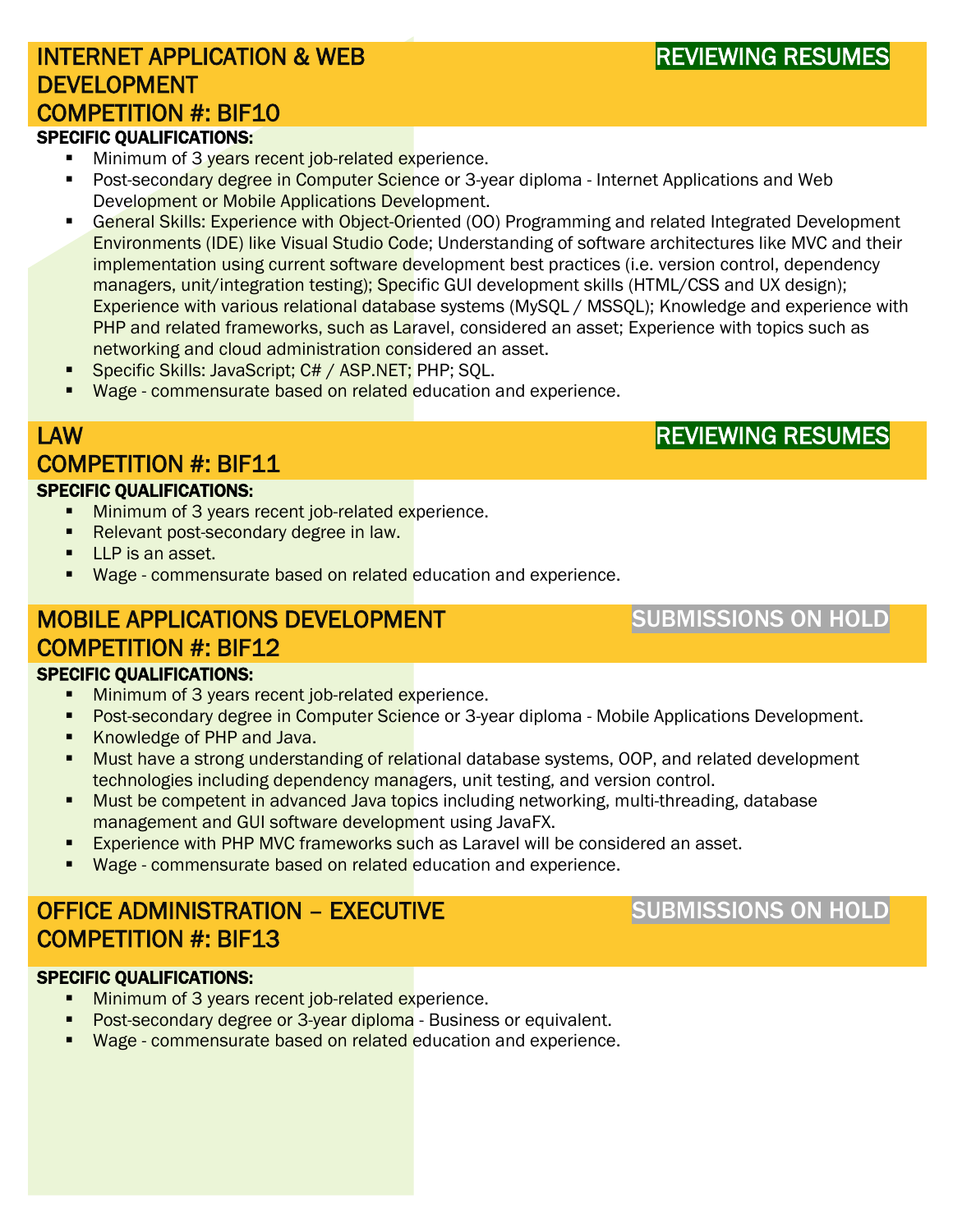## INTERNET APPLICATION & WEB DEVELOPMENT
## COMPETITION #: BIF10

**REVIEWING RESUMES**

**SPECIFIC QUALIFICATIONS:**

- Minimum of 3 years recent job-related experience.
- Post-secondary degree in Computer Science or 3-year diploma - Internet Applications and Web Development or Mobile Applications Development.
- General Skills: Experience with Object-Oriented (OO) Programming and related Integrated Development Environments (IDE) like Visual Studio Code; Understanding of software architectures like MVC and their implementation using current software development best practices (i.e. version control, dependency managers, unit/integration testing); Specific GUI development skills (HTML/CSS and UX design); Experience with various relational database systems (MySQL / MSSQL); Knowledge and experience with PHP and related frameworks, such as Laravel, considered an asset; Experience with topics such as networking and cloud administration considered an asset.
- Specific Skills: JavaScript; C# / ASP.NET; PHP; SQL.
- Wage - commensurate based on related education and experience.

## LAW
## COMPETITION #: BIF11

**REVIEWING RESUMES**

**SPECIFIC QUALIFICATIONS:**

- Minimum of 3 years recent job-related experience.
- Relevant post-secondary degree in law.
- LLP is an asset.
- Wage - commensurate based on related education and experience.

## MOBILE APPLICATIONS DEVELOPMENT
## COMPETITION #: BIF12

**SUBMISSIONS ON HOLD**

**SPECIFIC QUALIFICATIONS:**

- Minimum of 3 years recent job-related experience.
- Post-secondary degree in Computer Science or 3-year diploma - Mobile Applications Development.
- Knowledge of PHP and Java.
- Must have a strong understanding of relational database systems, OOP, and related development technologies including dependency managers, unit testing, and version control.
- Must be competent in advanced Java topics including networking, multi-threading, database management and GUI software development using JavaFX.
- Experience with PHP MVC frameworks such as Laravel will be considered an asset.
- Wage - commensurate based on related education and experience.

## OFFICE ADMINISTRATION – EXECUTIVE
## COMPETITION #: BIF13

**SUBMISSIONS ON HOLD**

**SPECIFIC QUALIFICATIONS:**

- Minimum of 3 years recent job-related experience.
- Post-secondary degree or 3-year diploma - Business or equivalent.
- Wage - commensurate based on related education and experience.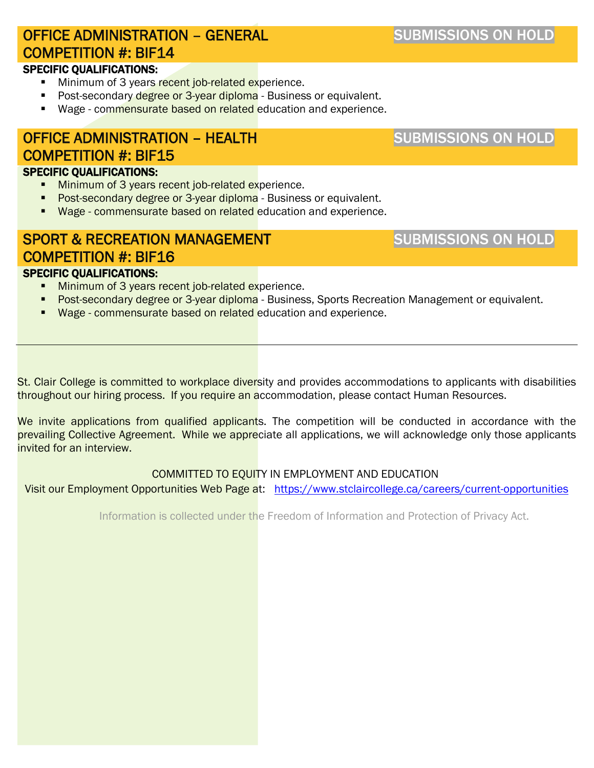## OFFICE ADMINISTRATION – GENERAL
## COMPETITION #: BIF14

**SUBMISSIONS ON HOLD**

**SPECIFIC QUALIFICATIONS:**

- Minimum of 3 years recent job-related experience.
- Post-secondary degree or 3-year diploma - Business or equivalent.
- Wage - commensurate based on related education and experience.

## OFFICE ADMINISTRATION – HEALTH
## COMPETITION #: BIF15

**SUBMISSIONS ON HOLD**

**SPECIFIC QUALIFICATIONS:**

- Minimum of 3 years recent job-related experience.
- Post-secondary degree or 3-year diploma - Business or equivalent.
- Wage - commensurate based on related education and experience.

## SPORT & RECREATION MANAGEMENT
## COMPETITION #: BIF16

**SUBMISSIONS ON HOLD**

**SPECIFIC QUALIFICATIONS:**

- Minimum of 3 years recent job-related experience.
- Post-secondary degree or 3-year diploma - Business, Sports Recreation Management or equivalent.
- Wage - commensurate based on related education and experience.

---

St. Clair College is committed to workplace diversity and provides accommodations to applicants with disabilities throughout our hiring process. If you require an accommodation, please contact Human Resources.

We invite applications from qualified applicants. The competition will be conducted in accordance with the prevailing Collective Agreement. While we appreciate all applications, we will acknowledge only those applicants invited for an interview.

COMMITTED TO EQUITY IN EMPLOYMENT AND EDUCATION

Visit our Employment Opportunities Web Page at: https://www.stclaircollege.ca/careers/current-opportunities

Information is collected under the Freedom of Information and Protection of Privacy Act.